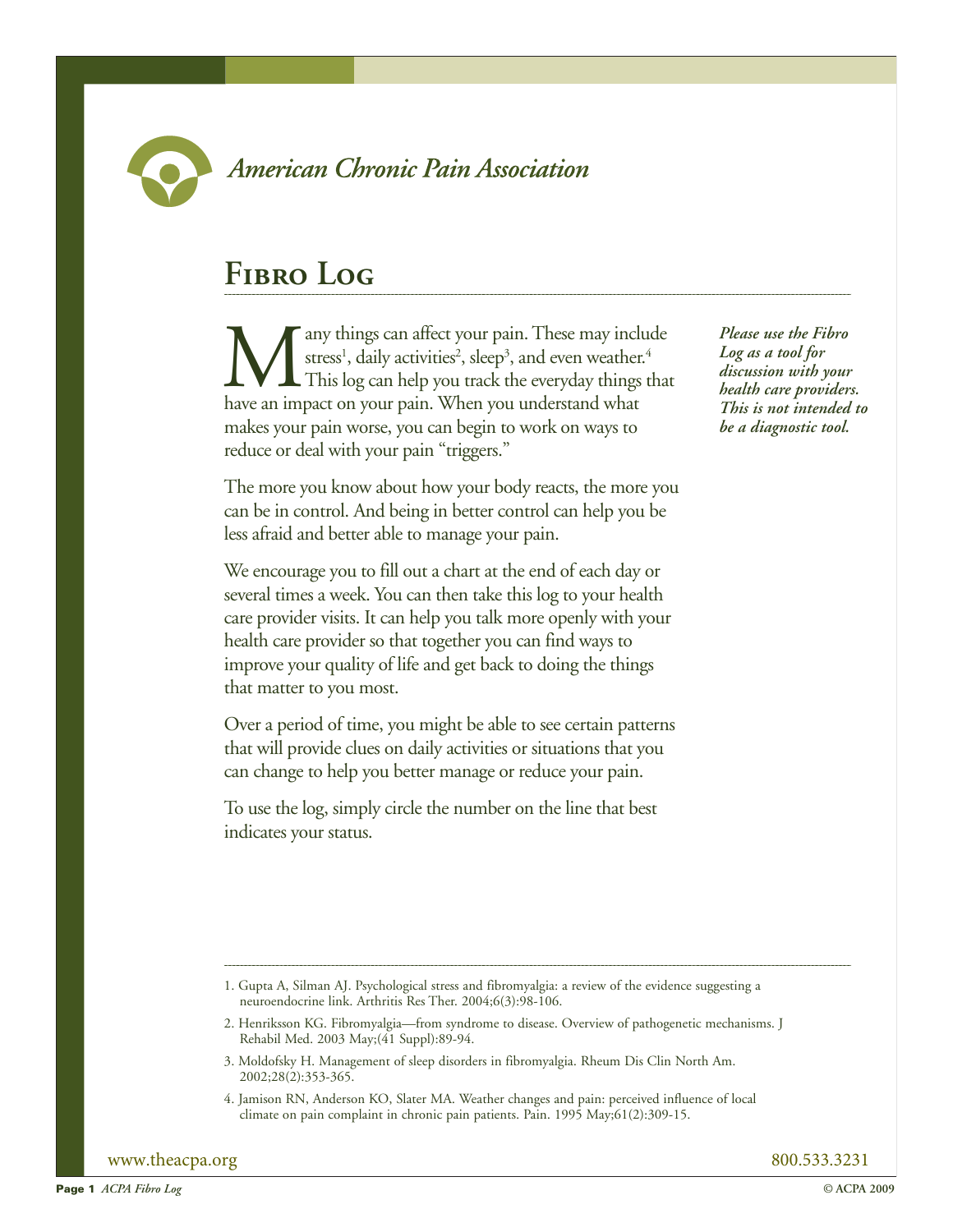*American Chronic Pain Association*

# Fibro Log

Many things can affect your pain. These may include stress[1], daily activities[2], sleep[3], and even weather.[4] This log can help you track the everyday things that have an impact on your pain. When you understand what makes your pain worse, you can begin to work on ways to reduce or deal with your pain "triggers."

***Please use the Fibro Log as a tool for discussion with your health care providers. This is not intended to be a diagnostic tool.***

The more you know about how your body reacts, the more you can be in control. And being in better control can help you be less afraid and better able to manage your pain.

We encourage you to fill out a chart at the end of each day or several times a week. You can then take this log to your health care provider visits. It can help you talk more openly with your health care provider so that together you can find ways to improve your quality of life and get back to doing the things that matter to you most.

Over a period of time, you might be able to see certain patterns that will provide clues on daily activities or situations that you can change to help you better manage or reduce your pain.

To use the log, simply circle the number on the line that best indicates your status.

---

1. Gupta A, Silman AJ. Psychological stress and fibromyalgia: a review of the evidence suggesting a neuroendocrine link. Arthritis Res Ther. 2004;6(3):98-106.
2. Henriksson KG. Fibromyalgia—from syndrome to disease. Overview of pathogenetic mechanisms. J Rehabil Med. 2003 May;(41 Suppl):89-94.
3. Moldofsky H. Management of sleep disorders in fibromyalgia. Rheum Dis Clin North Am. 2002;28(2):353-365.
4. Jamison RN, Anderson KO, Slater MA. Weather changes and pain: perceived influence of local climate on pain complaint in chronic pain patients. Pain. 1995 May;61(2):309-15.

www.theacpa.org 800.533.3231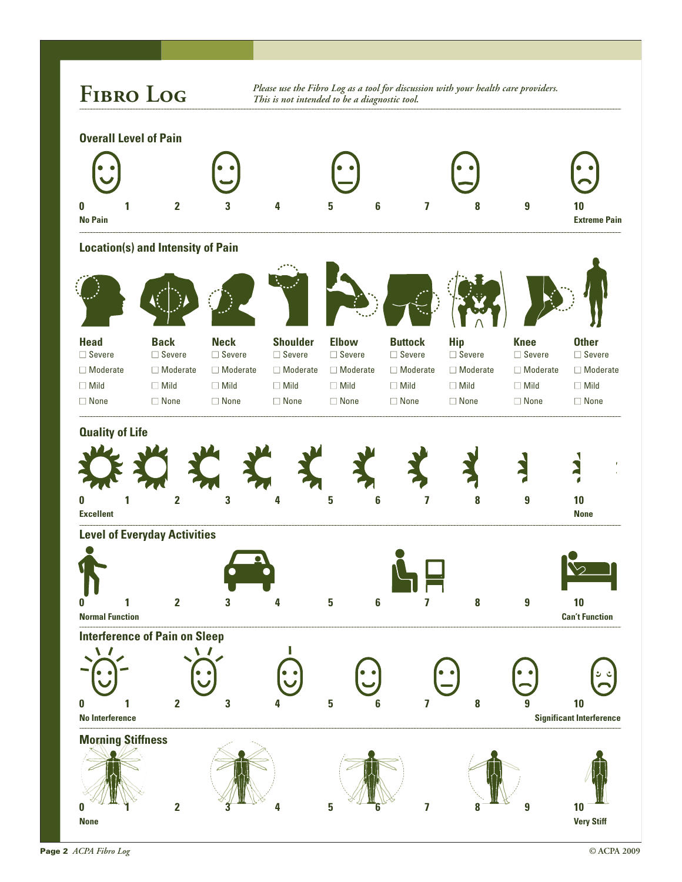# Fibro Log

*Please use the Fibro Log as a tool for discussion with your health care providers. This is not intended to be a diagnostic tool.*

## Overall Level of Pain

| 0 | 1 | 2 | 3 | 4 | 5 | 6 | 7 | 8 | 9 | 10 |
|---|---|---|---|---|---|---|---|---|---|---|
| **No Pain** | | | | | | | | | | **Extreme Pain** |

## Location(s) and Intensity of Pain

| Head | Back | Neck | Shoulder | Elbow | Buttock | Hip | Knee | Other |
|---|---|---|---|---|---|---|---|---|
| ☐ Severe | ☐ Severe | ☐ Severe | ☐ Severe | ☐ Severe | ☐ Severe | ☐ Severe | ☐ Severe | ☐ Severe |
| ☐ Moderate | ☐ Moderate | ☐ Moderate | ☐ Moderate | ☐ Moderate | ☐ Moderate | ☐ Moderate | ☐ Moderate | ☐ Moderate |
| ☐ Mild | ☐ Mild | ☐ Mild | ☐ Mild | ☐ Mild | ☐ Mild | ☐ Mild | ☐ Mild | ☐ Mild |
| ☐ None | ☐ None | ☐ None | ☐ None | ☐ None | ☐ None | ☐ None | ☐ None | ☐ None |

## Quality of Life

| 0 | 1 | 2 | 3 | 4 | 5 | 6 | 7 | 8 | 9 | 10 |
|---|---|---|---|---|---|---|---|---|---|---|
| **Excellent** | | | | | | | | | | **None** |

## Level of Everyday Activities

| 0 | 1 | 2 | 3 | 4 | 5 | 6 | 7 | 8 | 9 | 10 |
|---|---|---|---|---|---|---|---|---|---|---|
| **Normal Function** | | | | | | | | | | **Can't Function** |

## Interference of Pain on Sleep

| 0 | 1 | 2 | 3 | 4 | 5 | 6 | 7 | 8 | 9 | 10 |
|---|---|---|---|---|---|---|---|---|---|---|
| **No Interference** | | | | | | | | | | **Significant Interference** |

## Morning Stiffness

| 0 | 1 | 2 | 3 | 4 | 5 | 6 | 7 | 8 | 9 | 10 |
|---|---|---|---|---|---|---|---|---|---|---|
| **None** | | | | | | | | | | **Very Stiff** |

© ACPA 2009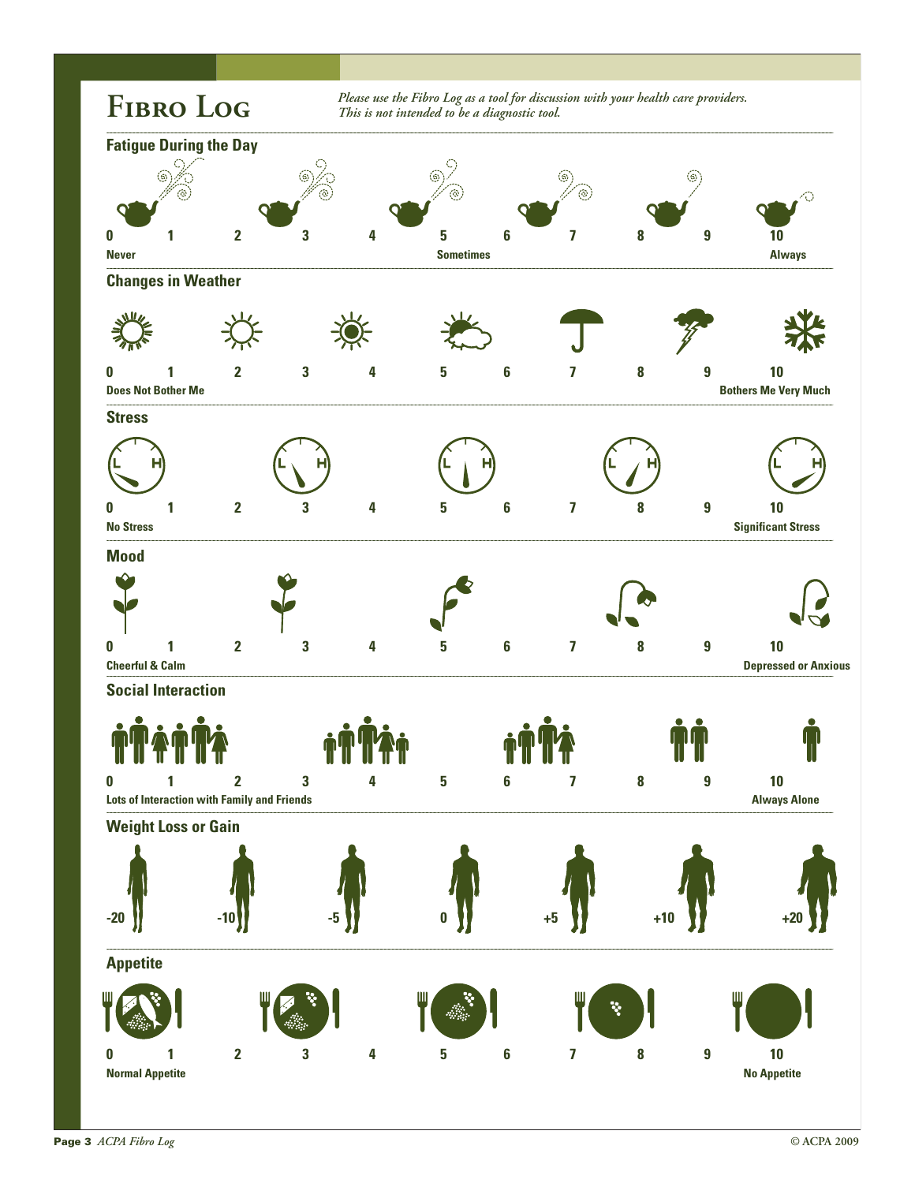# Fibro Log

*Please use the Fibro Log as a tool for discussion with your health care providers. This is not intended to be a diagnostic tool.*

## Fatigue During the Day

0 1 2 3 4 5 6 7 8 9 10

Never — Sometimes — Always

## Changes in Weather

0 1 2 3 4 5 6 7 8 9 10

Does Not Bother Me — Bothers Me Very Much

## Stress

0 1 2 3 4 5 6 7 8 9 10

No Stress — Significant Stress

## Mood

0 1 2 3 4 5 6 7 8 9 10

Cheerful & Calm — Depressed or Anxious

## Social Interaction

0 1 2 3 4 5 6 7 8 9 10

Lots of Interaction with Family and Friends — Always Alone

## Weight Loss or Gain

-20 -10 -5 0 +5 +10 +20

## Appetite

0 1 2 3 4 5 6 7 8 9 10

Normal Appetite — No Appetite

© ACPA 2009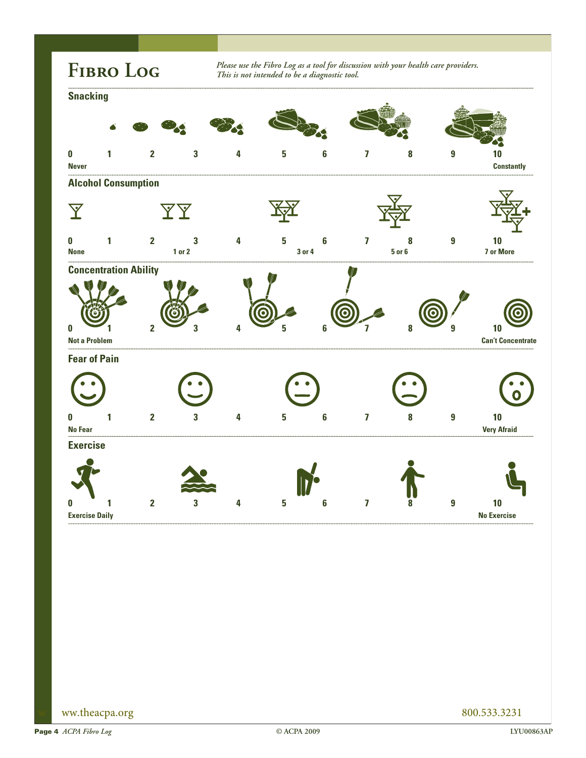# Fibro Log

*Please use the Fibro Log as a tool for discussion with your health care providers. This is not intended to be a diagnostic tool.*

## Snacking

0 1 2 3 4 5 6 7 8 9 10

Never — Constantly

## Alcohol Consumption

0 1 2 3 4 5 6 7 8 9 10

None — 1 or 2 — 3 or 4 — 5 or 6 — 7 or More

## Concentration Ability

0 1 2 3 4 5 6 7 8 9 10

Not a Problem — Can't Concentrate

## Fear of Pain

0 1 2 3 4 5 6 7 8 9 10

No Fear — Very Afraid

## Exercise

0 1 2 3 4 5 6 7 8 9 10

Exercise Daily — No Exercise

www.theacpa.org 800.533.3231

© ACPA 2009 LYU00863AP